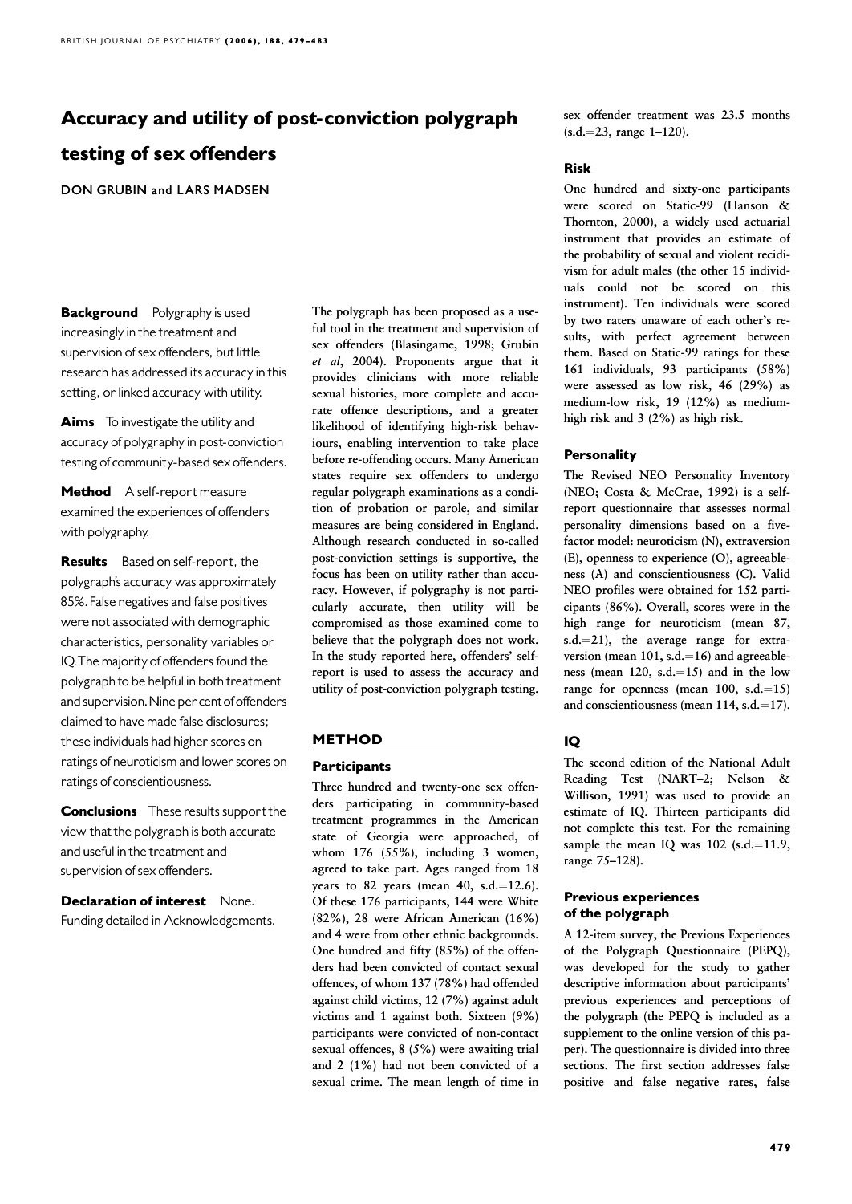# Accuracy and utility of post-conviction polygraph testing of sex offenders

DON GRUBIN and LARS MADSEN

**Background** Polygraphy is used increasingly in the treatment and supervision of sex offenders, but little research has addressed its accuracy in this setting, or linked accuracy with utility.

**Aims** To investigate the utility and accuracy of polygraphy in post-conviction testing of community-based sex offenders.

**Method** A self-report measure examined the experiences of offenders with polygraphy.

**Results** Based on self-report, the polygraph's accuracy was approximately 85%. False negatives and false positives were not associated with demographic characteristics, personality variables or IQ. The majority of offenders found the polygraph to be helpful in both treatment and supervision. Nine per cent of offenders claimed to have made false disclosures; these individuals had higher scores on ratings of neuroticism and lower scores on ratings of conscientiousness.

**Conclusions** These results support the view that the polygraph is both accurate and useful in the treatment and supervision of sex offenders.

**Declaration of interest** None. Funding detailed in Acknowledgements.

The polygraph has been proposed as a useful tool in the treatment and supervision of sex offenders (Blasingame, 1998; Grubin *et al*, 2004). Proponents argue that it provides clinicians with more reliable sexual histories, more complete and accurate offence descriptions, and a greater likelihood of identifying high-risk behaviours, enabling intervention to take place before re-offending occurs. Many American states require sex offenders to undergo regular polygraph examinations as a condition of probation or parole, and similar measures are being considered in England. Although research conducted in so-called post-conviction settings is supportive, the focus has been on utility rather than accuracy. However, if polygraphy is not particularly accurate, then utility will be compromised as those examined come to believe that the polygraph does not work. In the study reported here, offenders' self-report is used to assess the accuracy and utility of post-conviction polygraph testing.

## METHOD

### Participants

Three hundred and twenty-one sex offenders participating in community-based treatment programmes in the American state of Georgia were approached, of whom 176 (55%), including 3 women, agreed to take part. Ages ranged from 18 years to 82 years (mean 40, s.d.=12.6). Of these 176 participants, 144 were White (82%), 28 were African American (16%) and 4 were from other ethnic backgrounds. One hundred and fifty (85%) of the offenders had been convicted of contact sexual offences, of whom 137 (78%) had offended against child victims, 12 (7%) against adult victims and 1 against both. Sixteen (9%) participants were convicted of non-contact sexual offences, 8 (5%) were awaiting trial and 2 (1%) had not been convicted of a sexual crime. The mean length of time in sex offender treatment was 23.5 months (s.d.=23, range 1–120).

### Risk

One hundred and sixty-one participants were scored on Static-99 (Hanson & Thornton, 2000), a widely used actuarial instrument that provides an estimate of the probability of sexual and violent recidivism for adult males (the other 15 individuals could not be scored on this instrument). Ten individuals were scored by two raters unaware of each other's results, with perfect agreement between them. Based on Static-99 ratings for these 161 individuals, 93 participants (58%) were assessed as low risk, 46 (29%) as medium-low risk, 19 (12%) as medium-high risk and 3 (2%) as high risk.

### Personality

The Revised NEO Personality Inventory (NEO; Costa & McCrae, 1992) is a self-report questionnaire that assesses normal personality dimensions based on a five-factor model: neuroticism (N), extraversion (E), openness to experience (O), agreeableness (A) and conscientiousness (C). Valid NEO profiles were obtained for 152 participants (86%). Overall, scores were in the high range for neuroticism (mean 87, s.d.=21), the average range for extraversion (mean 101, s.d.=16) and agreeableness (mean 120, s.d.=15) and in the low range for openness (mean 100, s.d.=15) and conscientiousness (mean 114, s.d.=17).

### IQ

The second edition of the National Adult Reading Test (NART–2; Nelson & Willison, 1991) was used to provide an estimate of IQ. Thirteen participants did not complete this test. For the remaining sample the mean IQ was 102 (s.d.=11.9, range 75–128).

### Previous experiences of the polygraph

A 12-item survey, the Previous Experiences of the Polygraph Questionnaire (PEPQ), was developed for the study to gather descriptive information about participants' previous experiences and perceptions of the polygraph (the PEPQ is included as a supplement to the online version of this paper). The questionnaire is divided into three sections. The first section addresses false positive and false negative rates, false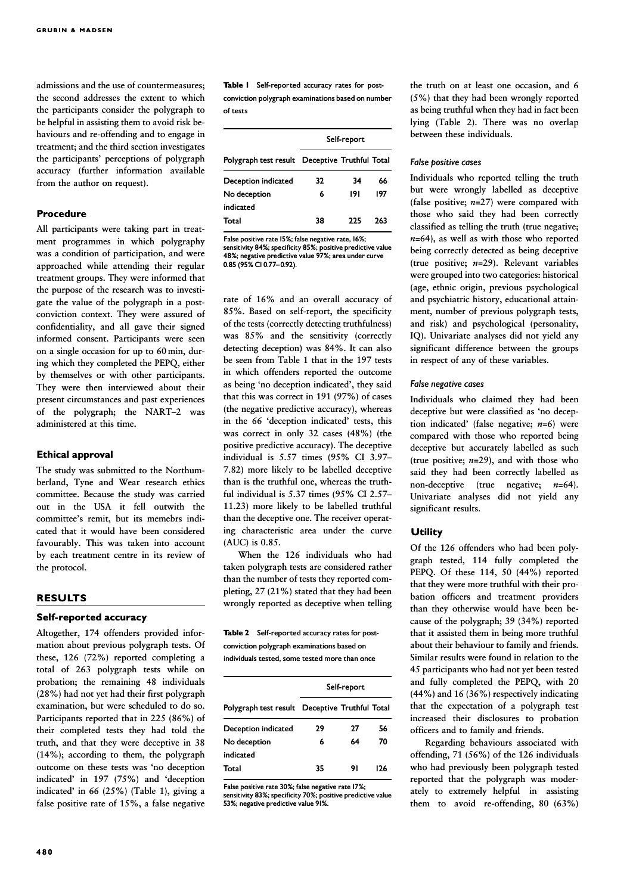admissions and the use of countermeasures; the second addresses the extent to which the participants consider the polygraph to be helpful in assisting them to avoid risk behaviours and re-offending and to engage in treatment; and the third section investigates the participants' perceptions of polygraph accuracy (further information available from the author on request).

### Procedure

All participants were taking part in treatment programmes in which polygraphy was a condition of participation, and were approached while attending their regular treatment groups. They were informed that the purpose of the research was to investigate the value of the polygraph in a post-conviction context. They were assured of confidentiality, and all gave their signed informed consent. Participants were seen on a single occasion for up to 60 min, during which they completed the PEPQ, either by themselves or with other participants. They were then interviewed about their present circumstances and past experiences of the polygraph; the NART–2 was administered at this time.

### Ethical approval

The study was submitted to the Northumberland, Tyne and Wear research ethics committee. Because the study was carried out in the USA it fell outwith the committee's remit, but its memebrs indicated that it would have been considered favourably. This was taken into account by each treatment centre in its review of the protocol.

## RESULTS

### Self-reported accuracy

Altogether, 174 offenders provided information about previous polygraph tests. Of these, 126 (72%) reported completing a total of 263 polygraph tests while on probation; the remaining 48 individuals (28%) had not yet had their first polygraph examination, but were scheduled to do so. Participants reported that in 225 (86%) of their completed tests they had told the truth, and that they were deceptive in 38 (14%); according to them, the polygraph outcome on these tests was 'no deception indicated' in 197 (75%) and 'deception indicated' in 66 (25%) (Table 1), giving a false positive rate of 15%, a false negative rate of 16% and an overall accuracy of 85%. Based on self-report, the specificity of the tests (correctly detecting truthfulness) was 85% and the sensitivity (correctly detecting deception) was 84%. It can also be seen from Table 1 that in the 197 tests in which offenders reported the outcome as being 'no deception indicated', they said that this was correct in 191 (97%) of cases (the negative predictive accuracy), whereas in the 66 'deception indicated' tests, this was correct in only 32 cases (48%) (the positive predictive accuracy). The deceptive individual is 5.57 times (95% CI 3.97–7.82) more likely to be labelled deceptive than is the truthful one, whereas the truthful individual is 5.37 times (95% CI 2.57–11.23) more likely to be labelled truthful than the deceptive one. The receiver operating characteristic area under the curve (AUC) is 0.85.

**Table 1** Self-reported accuracy rates for post-conviction polygraph examinations based on number of tests

| | Self-report | | |
|---|---|---|---|
| Polygraph test result | Deceptive | Truthful | Total |
| Deception indicated | 32 | 34 | 66 |
| No deception indicated | 6 | 191 | 197 |
| Total | 38 | 225 | 263 |

False positive rate 15%; false negative rate, 16%; sensitivity 84%; specificity 85%; positive predictive value 48%; negative predictive value 97%; area under curve 0.85 (95% CI 0.77–0.92).

When the 126 individuals who had taken polygraph tests are considered rather than the number of tests they reported completing, 27 (21%) stated that they had been wrongly reported as deceptive when telling the truth on at least one occasion, and 6 (5%) that they had been wrongly reported as being truthful when they had in fact been lying (Table 2). There was no overlap between these individuals.

**Table 2** Self-reported accuracy rates for post-conviction polygraph examinations based on individuals tested, some tested more than once

| | Self-report | | |
|---|---|---|---|
| Polygraph test result | Deceptive | Truthful | Total |
| Deception indicated | 29 | 27 | 56 |
| No deception indicated | 6 | 64 | 70 |
| Total | 35 | 91 | 126 |

False positive rate 30%; false negative rate 17%; sensitivity 83%; specificity 70%; positive predictive value 53%; negative predictive value 91%.

#### *False positive cases*

Individuals who reported telling the truth but were wrongly labelled as deceptive (false positive; $n$=27) were compared with those who said they had been correctly classified as telling the truth (true negative; $n$=64), as well as with those who reported being correctly detected as being deceptive (true positive; $n$=29). Relevant variables were grouped into two categories: historical (age, ethnic origin, previous psychological and psychiatric history, educational attainment, number of previous polygraph tests, and risk) and psychological (personality, IQ). Univariate analyses did not yield any significant difference between the groups in respect of any of these variables.

#### *False negative cases*

Individuals who claimed they had been deceptive but were classified as 'no deception indicated' (false negative; $n$=6) were compared with those who reported being deceptive but accurately labelled as such (true positive; $n$=29), and with those who said they had been correctly labelled as non-deceptive (true negative; $n$=64). Univariate analyses did not yield any significant results.

### Utility

Of the 126 offenders who had been polygraph tested, 114 fully completed the PEPQ. Of these 114, 50 (44%) reported that they were more truthful with their probation officers and treatment providers than they otherwise would have been because of the polygraph; 39 (34%) reported that it assisted them in being more truthful about their behaviour to family and friends. Similar results were found in relation to the 45 participants who had not yet been tested and fully completed the PEPQ, with 20 (44%) and 16 (36%) respectively indicating that the expectation of a polygraph test increased their disclosures to probation officers and to family and friends.

Regarding behaviours associated with offending, 71 (56%) of the 126 individuals who had previously been polygraph tested reported that the polygraph was moderately to extremely helpful in assisting them to avoid re-offending, 80 (63%)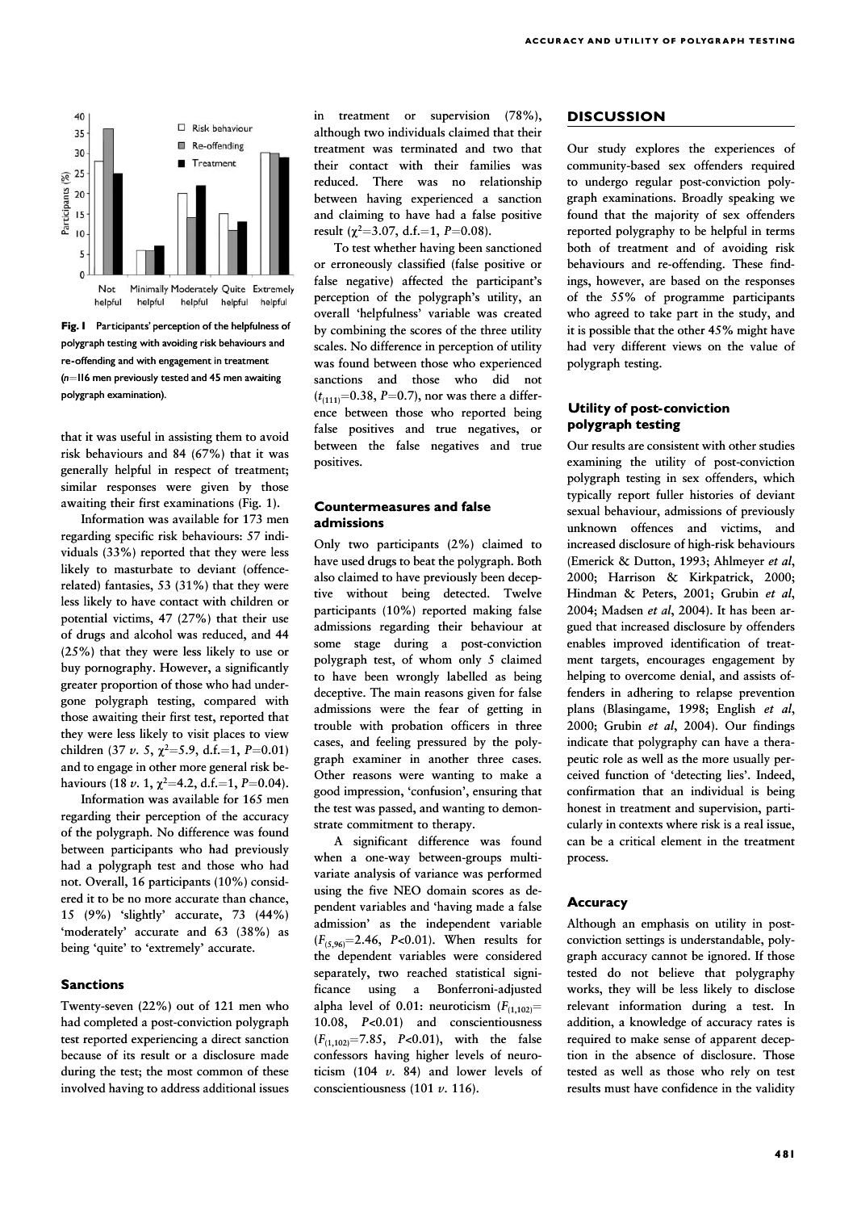Fig. 1 Participants' perception of the helpfulness of polygraph testing with avoiding risk behaviours and re-offending and with engagement in treatment ($n$=116 men previously tested and 45 men awaiting polygraph examination).

that it was useful in assisting them to avoid risk behaviours and 84 (67%) that it was generally helpful in respect of treatment; similar responses were given by those awaiting their first examinations (Fig. 1).

Information was available for 173 men regarding specific risk behaviours: 57 individuals (33%) reported that they were less likely to masturbate to deviant (offence-related) fantasies, 53 (31%) that they were less likely to have contact with children or potential victims, 47 (27%) that their use of drugs and alcohol was reduced, and 44 (25%) that they were less likely to use or buy pornography. However, a significantly greater proportion of those who had undergone polygraph testing, compared with those awaiting their first test, reported that they were less likely to visit places to view children (37 *v.* 5, $\chi^2$=5.9, d.f.=1, $P$=0.01) and to engage in other more general risk behaviours (18 *v.* 1, $\chi^2$=4.2, d.f.=1, $P$=0.04).

Information was available for 165 men regarding their perception of the accuracy of the polygraph. No difference was found between participants who had previously had a polygraph test and those who had not. Overall, 16 participants (10%) considered it to be no more accurate than chance, 15 (9%) 'slightly' accurate, 73 (44%) 'moderately' accurate and 63 (38%) as being 'quite' to 'extremely' accurate.

### Sanctions

Twenty-seven (22%) out of 121 men who had completed a post-conviction polygraph test reported experiencing a direct sanction because of its result or a disclosure made during the test; the most common of these involved having to address additional issues in treatment or supervision (78%), although two individuals claimed that their treatment was terminated and two that their contact with their families was reduced. There was no relationship between having experienced a sanction and claiming to have had a false positive result ($\chi^2$=3.07, d.f.=1, $P$=0.08).

To test whether having been sanctioned or erroneously classified (false positive or false negative) affected the participant's perception of the polygraph's utility, an overall 'helpfulness' variable was created by combining the scores of the three utility scales. No difference in perception of utility was found between those who experienced sanctions and those who did not ($t_{(111)}$=0.38, $P$=0.7), nor was there a difference between those who reported being false positives and true negatives, or between the false negatives and true positives.

### Countermeasures and false admissions

Only two participants (2%) claimed to have used drugs to beat the polygraph. Both also claimed to have previously been deceptive without being detected. Twelve participants (10%) reported making false admissions regarding their behaviour at some stage during a post-conviction polygraph test, of whom only 5 claimed to have been wrongly labelled as being deceptive. The main reasons given for false admissions were the fear of getting in trouble with probation officers in three cases, and feeling pressured by the polygraph examiner in another three cases. Other reasons were wanting to make a good impression, 'confusion', ensuring that the test was passed, and wanting to demonstrate commitment to therapy.

A significant difference was found when a one-way between-groups multivariate analysis of variance was performed using the five NEO domain scores as dependent variables and 'having made a false admission' as the independent variable ($F_{(5,96)}$=2.46, $P$<0.01). When results for the dependent variables were considered separately, two reached statistical significance using a Bonferroni-adjusted alpha level of 0.01: neuroticism ($F_{(1,102)}$=10.08, $P$<0.01) and conscientiousness ($F_{(1,102)}$=7.85, $P$<0.01), with the false confessors having higher levels of neuroticism (104 *v.* 84) and lower levels of conscientiousness (101 *v.* 116).

## DISCUSSION

Our study explores the experiences of community-based sex offenders required to undergo regular post-conviction polygraph examinations. Broadly speaking we found that the majority of sex offenders reported polygraphy to be helpful in terms both of treatment and of avoiding risk behaviours and re-offending. These findings, however, are based on the responses of the 55% of programme participants who agreed to take part in the study, and it is possible that the other 45% might have had very different views on the value of polygraph testing.

### Utility of post-conviction polygraph testing

Our results are consistent with other studies examining the utility of post-conviction polygraph testing in sex offenders, which typically report fuller histories of deviant sexual behaviour, admissions of previously unknown offences and victims, and increased disclosure of high-risk behaviours (Emerick & Dutton, 1993; Ahlmeyer *et al*, 2000; Harrison & Kirkpatrick, 2000; Hindman & Peters, 2001; Grubin *et al*, 2004; Madsen *et al*, 2004). It has been argued that increased disclosure by offenders enables improved identification of treatment targets, encourages engagement by helping to overcome denial, and assists offenders in adhering to relapse prevention plans (Blasingame, 1998; English *et al*, 2000; Grubin *et al*, 2004). Our findings indicate that polygraphy can have a therapeutic role as well as the more usually perceived function of 'detecting lies'. Indeed, confirmation that an individual is being honest in treatment and supervision, particularly in contexts where risk is a real issue, can be a critical element in the treatment process.

### Accuracy

Although an emphasis on utility in post-conviction settings is understandable, polygraph accuracy cannot be ignored. If those tested do not believe that polygraphy works, they will be less likely to disclose relevant information during a test. In addition, a knowledge of accuracy rates is required to make sense of apparent deception in the absence of disclosure. Those tested as well as those who rely on test results must have confidence in the validity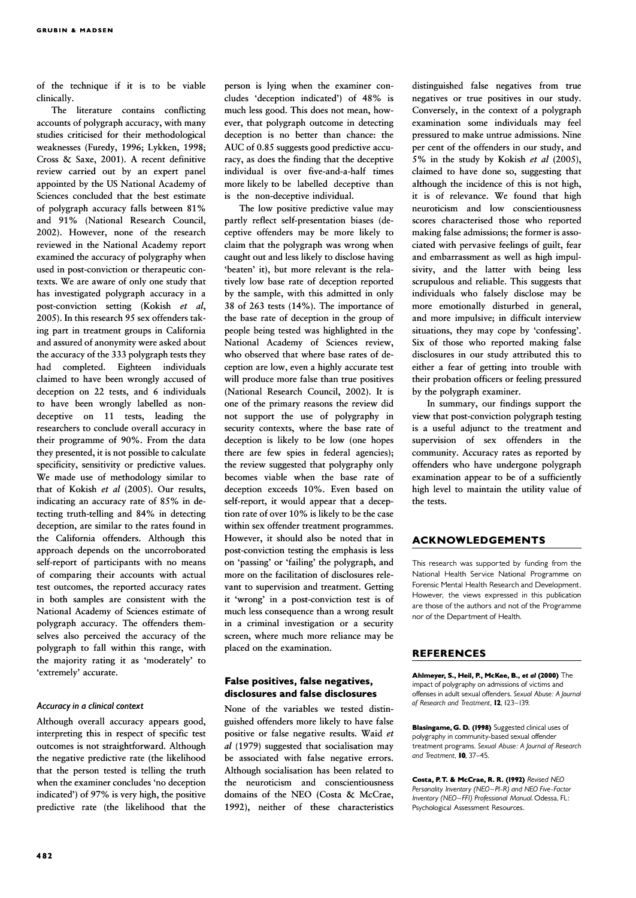of the technique if it is to be viable clinically.

The literature contains conflicting accounts of polygraph accuracy, with many studies criticised for their methodological weaknesses (Furedy, 1996; Lykken, 1998; Cross & Saxe, 2001). A recent definitive review carried out by an expert panel appointed by the US National Academy of Sciences concluded that the best estimate of polygraph accuracy falls between 81% and 91% (National Research Council, 2002). However, none of the research reviewed in the National Academy report examined the accuracy of polygraphy when used in post-conviction or therapeutic contexts. We are aware of only one study that has investigated polygraph accuracy in a post-conviction setting (Kokish *et al*, 2005). In this research 95 sex offenders taking part in treatment groups in California and assured of anonymity were asked about the accuracy of the 333 polygraph tests they had completed. Eighteen individuals claimed to have been wrongly accused of deception on 22 tests, and 6 individuals to have been wrongly labelled as non-deceptive on 11 tests, leading the researchers to conclude overall accuracy in their programme of 90%. From the data they presented, it is not possible to calculate specificity, sensitivity or predictive values. We made use of methodology similar to that of Kokish *et al* (2005). Our results, indicating an accuracy rate of 85% in detecting truth-telling and 84% in detecting deception, are similar to the rates found in the California offenders. Although this approach depends on the uncorroborated self-report of participants with no means of comparing their accounts with actual test outcomes, the reported accuracy rates in both samples are consistent with the National Academy of Sciences estimate of polygraph accuracy. The offenders themselves also perceived the accuracy of the polygraph to fall within this range, with the majority rating it as 'moderately' to 'extremely' accurate.

### *Accuracy in a clinical context*

Although overall accuracy appears good, interpreting this in respect of specific test outcomes is not straightforward. Although the negative predictive rate (the likelihood that the person tested is telling the truth when the examiner concludes 'no deception indicated') of 97% is very high, the positive predictive rate (the likelihood that the person is lying when the examiner concludes 'deception indicated') of 48% is much less good. This does not mean, however, that polygraph outcome in detecting deception is no better than chance: the AUC of 0.85 suggests good predictive accuracy, as does the finding that the deceptive individual is over five-and-a-half times more likely to be labelled deceptive than is the non-deceptive individual.

The low positive predictive value may partly reflect self-presentation biases (deceptive offenders may be more likely to claim that the polygraph was wrong when caught out and less likely to disclose having 'beaten' it), but more relevant is the relatively low base rate of deception reported by the sample, with this admitted in only 38 of 263 tests (14%). The importance of the base rate of deception in the group of people being tested was highlighted in the National Academy of Sciences review, who observed that where base rates of deception are low, even a highly accurate test will produce more false than true positives (National Research Council, 2002). It is one of the primary reasons the review did not support the use of polygraphy in security contexts, where the base rate of deception is likely to be low (one hopes there are few spies in federal agencies); the review suggested that polygraphy only becomes viable when the base rate of deception exceeds 10%. Even based on self-report, it would appear that a deception rate of over 10% is likely to be the case within sex offender treatment programmes. However, it should also be noted that in post-conviction testing the emphasis is less on 'passing' or 'failing' the polygraph, and more on the facilitation of disclosures relevant to supervision and treatment. Getting it 'wrong' in a post-conviction test is of much less consequence than a wrong result in a criminal investigation or a security screen, where much more reliance may be placed on the examination.

### False positives, false negatives, disclosures and false disclosures

None of the variables we tested distinguished offenders more likely to have false positive or false negative results. Waid *et al* (1979) suggested that socialisation may be associated with false negative errors. Although socialisation has been related to the neuroticism and conscientiousness domains of the NEO (Costa & McCrae, 1992), neither of these characteristics distinguished false negatives from true negatives or true positives in our study. Conversely, in the context of a polygraph examination some individuals may feel pressured to make untrue admissions. Nine per cent of the offenders in our study, and 5% in the study by Kokish *et al* (2005), claimed to have done so, suggesting that although the incidence of this is not high, it is of relevance. We found that high neuroticism and low conscientiousness scores characterised those who reported making false admissions; the former is associated with pervasive feelings of guilt, fear and embarrassment as well as high impulsivity, and the latter with being less scrupulous and reliable. This suggests that individuals who falsely disclose may be more emotionally disturbed in general, and more impulsive; in difficult interview situations, they may cope by 'confessing'. Six of those who reported making false disclosures in our study attributed this to either a fear of getting into trouble with their probation officers or feeling pressured by the polygraph examiner.

In summary, our findings support the view that post-conviction polygraph testing is a useful adjunct to the treatment and supervision of sex offenders in the community. Accuracy rates as reported by offenders who have undergone polygraph examination appear to be of a sufficiently high level to maintain the utility value of the tests.

## ACKNOWLEDGEMENTS

This research was supported by funding from the National Health Service National Programme on Forensic Mental Health Research and Development. However, the views expressed in this publication are those of the authors and not of the Programme nor of the Department of Health.

## REFERENCES

**Ahlmeyer, S., Heil, P., McKee, B., *et al* (2000)** The impact of polygraphy on admissions of victims and offenses in adult sexual offenders. *Sexual Abuse: A Journal of Research and Treatment*, **12**, 123–139.

**Blasingame, G. D. (1998)** Suggested clinical uses of polygraphy in community-based sexual offender treatment programs. *Sexual Abuse: A Journal of Research and Treatment*, **10**, 37–45.

**Costa, P. T. & McCrae, R. R. (1992)** *Revised NEO Personality Inventory (NEO–PI–R) and NEO Five-Factor Inventory (NEO–FFI) Professional Manual*. Odessa, FL: Psychological Assessment Resources.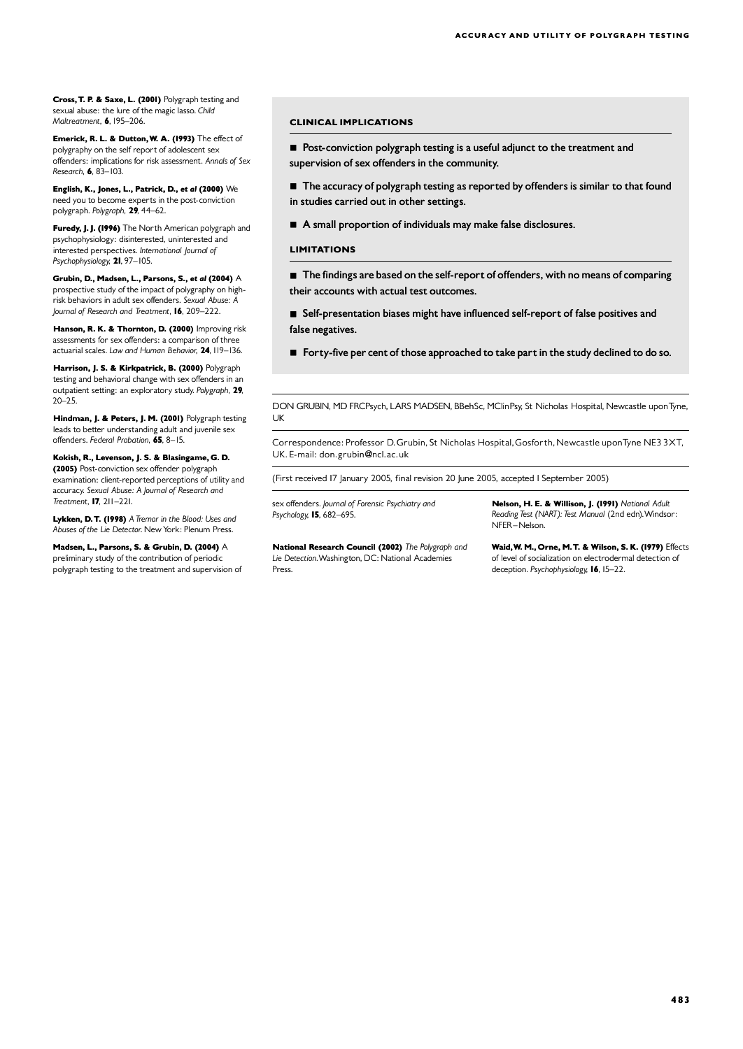**Cross, T. P. & Saxe, L. (2001)** Polygraph testing and sexual abuse: the lure of the magic lasso. *Child Maltreatment*, **6**, 195–206.

**Emerick, R. L. & Dutton, W. A. (1993)** The effect of polygraphy on the self report of adolescent sex offenders: implications for risk assessment. *Annals of Sex Research*, **6**, 83–103.

**English, K., Jones, L., Patrick, D., *et al* (2000)** We need you to become experts in the post-conviction polygraph. *Polygraph*, **29**, 44–62.

**Furedy, J. J. (1996)** The North American polygraph and psychophysiology: disinterested, uninterested and interested perspectives. *International Journal of Psychophysiology*, **21**, 97–105.

**Grubin, D., Madsen, L., Parsons, S., *et al* (2004)** A prospective study of the impact of polygraphy on high-risk behaviors in adult sex offenders. *Sexual Abuse: A Journal of Research and Treatment*, **16**, 209–222.

**Hanson, R. K. & Thornton, D. (2000)** Improving risk assessments for sex offenders: a comparison of three actuarial scales. *Law and Human Behavior*, **24**, 119–136.

**Harrison, J. S. & Kirkpatrick, B. (2000)** Polygraph testing and behavioral change with sex offenders in an outpatient setting: an exploratory study. *Polygraph*, **29**, 20–25.

**Hindman, J. & Peters, J. M. (2001)** Polygraph testing leads to better understanding adult and juvenile sex offenders. *Federal Probation*, **65**, 8–15.

**Kokish, R., Levenson, J. S. & Blasingame, G. D. (2005)** Post-conviction sex offender polygraph examination: client-reported perceptions of utility and accuracy. *Sexual Abuse: A Journal of Research and Treatment*, **17**, 211–221.

**Lykken, D. T. (1998)** *A Tremor in the Blood: Uses and Abuses of the Lie Detector*. New York: Plenum Press.

**Madsen, L., Parsons, S. & Grubin, D. (2004)** A preliminary study of the contribution of periodic polygraph testing to the treatment and supervision of sex offenders. *Journal of Forensic Psychiatry and Psychology*, **15**, 682–695.

**National Research Council (2002)** *The Polygraph and Lie Detection*. Washington, DC: National Academies Press.

**Nelson, H. E. & Willison, J. (1991)** *National Adult Reading Test (NART): Test Manual* (2nd edn). Windsor: NFER–Nelson.

**Waid, W. M., Orne, M. T. & Wilson, S. K. (1979)** Effects of level of socialization on electrodermal detection of deception. *Psychophysiology*, **16**, 15–22.

### CLINICAL IMPLICATIONS

- Post-conviction polygraph testing is a useful adjunct to the treatment and supervision of sex offenders in the community.
- The accuracy of polygraph testing as reported by offenders is similar to that found in studies carried out in other settings.
- A small proportion of individuals may make false disclosures.

### LIMITATIONS

- The findings are based on the self-report of offenders, with no means of comparing their accounts with actual test outcomes.
- Self-presentation biases might have influenced self-report of false positives and false negatives.
- Forty-five per cent of those approached to take part in the study declined to do so.

DON GRUBIN, MD FRCPsych, LARS MADSEN, BBehSc, MClinPsy, St Nicholas Hospital, Newcastle upon Tyne, UK

Correspondence: Professor D. Grubin, St Nicholas Hospital, Gosforth, Newcastle upon Tyne NE3 3XT, UK. E-mail: don.grubin@ncl.ac.uk

(First received 17 January 2005, final revision 20 June 2005, accepted 1 September 2005)